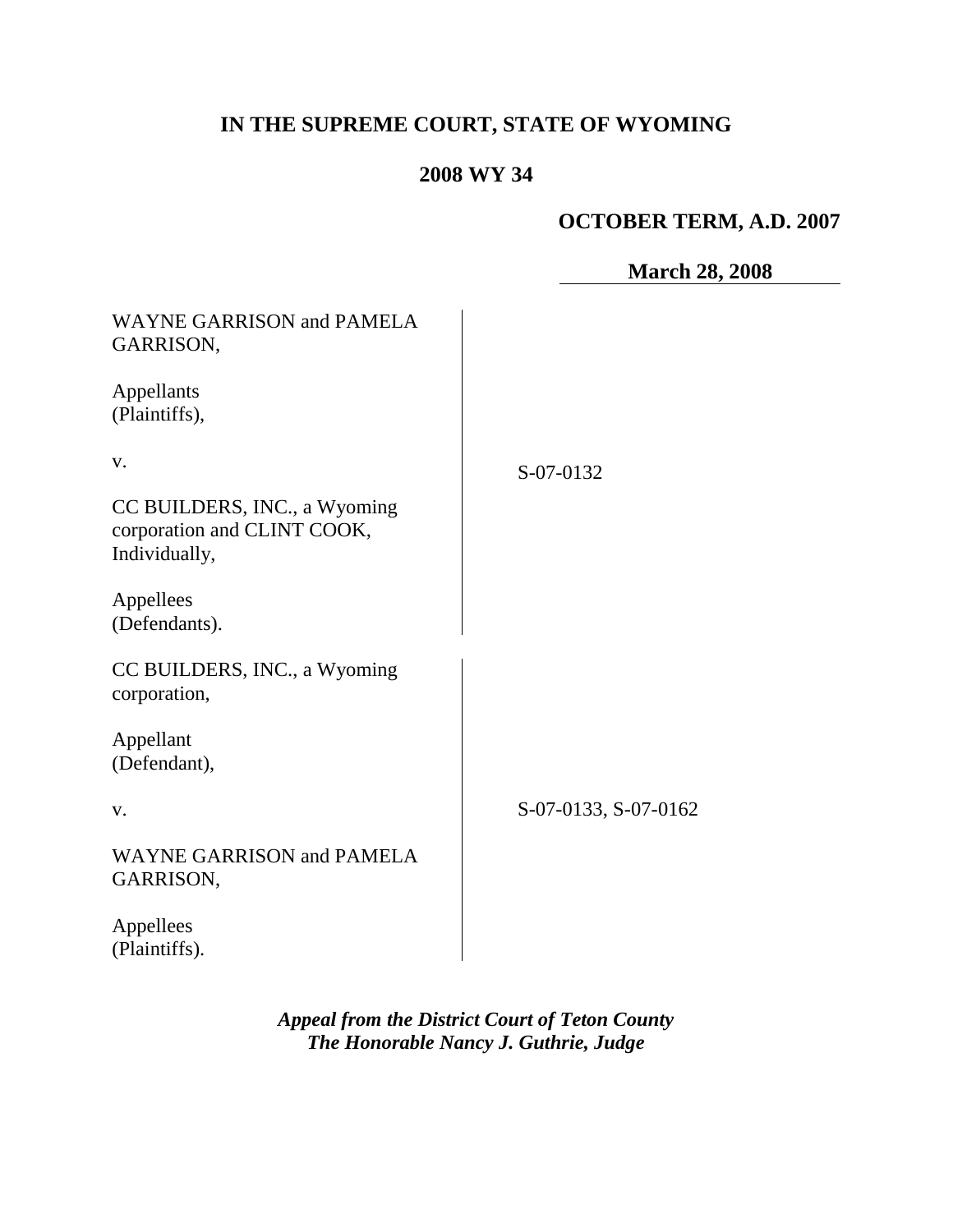# IN THE SUPREME COURT, STATE OF WYOMING

## 2008 WY 34

**OCTOBER TERM, A.D. 2007**

**March 28, 2008**

| | |
|---|---|
| WAYNE GARRISON and PAMELA GARRISON,<br><br>Appellants<br>(Plaintiffs),<br><br>v.<br><br>CC BUILDERS, INC., a Wyoming corporation and CLINT COOK, Individually,<br><br>Appellees<br>(Defendants). | S-07-0132 |
| CC BUILDERS, INC., a Wyoming corporation,<br><br>Appellant<br>(Defendant),<br><br>v.<br><br>WAYNE GARRISON and PAMELA GARRISON,<br><br>Appellees<br>(Plaintiffs). | S-07-0133, S-07-0162 |

***Appeal from the District Court of Teton County***
***The Honorable Nancy J. Guthrie, Judge***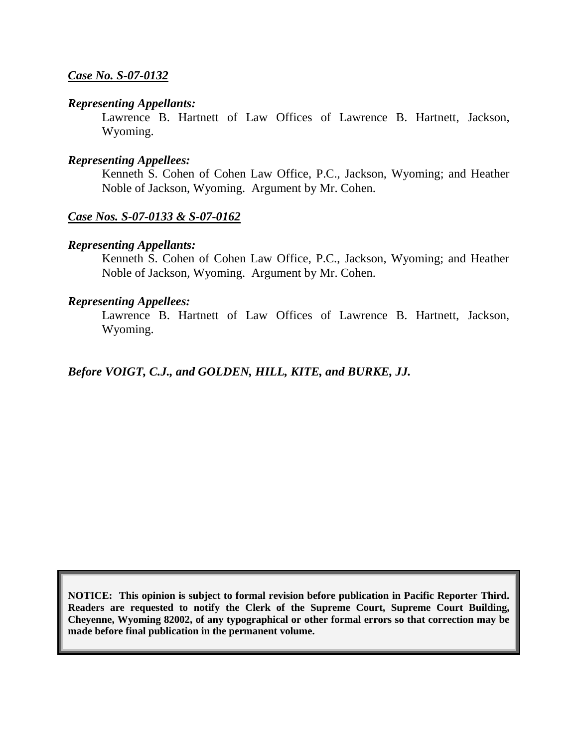***Case No. S-07-0132***

***Representing Appellants:***

Lawrence B. Hartnett of Law Offices of Lawrence B. Hartnett, Jackson, Wyoming.

***Representing Appellees:***

Kenneth S. Cohen of Cohen Law Office, P.C., Jackson, Wyoming; and Heather Noble of Jackson, Wyoming. Argument by Mr. Cohen.

***Case Nos. S-07-0133 & S-07-0162***

***Representing Appellants:***

Kenneth S. Cohen of Cohen Law Office, P.C., Jackson, Wyoming; and Heather Noble of Jackson, Wyoming. Argument by Mr. Cohen.

***Representing Appellees:***

Lawrence B. Hartnett of Law Offices of Lawrence B. Hartnett, Jackson, Wyoming.

***Before VOIGT, C.J., and GOLDEN, HILL, KITE, and BURKE, JJ.***

**NOTICE: This opinion is subject to formal revision before publication in Pacific Reporter Third. Readers are requested to notify the Clerk of the Supreme Court, Supreme Court Building, Cheyenne, Wyoming 82002, of any typographical or other formal errors so that correction may be made before final publication in the permanent volume.**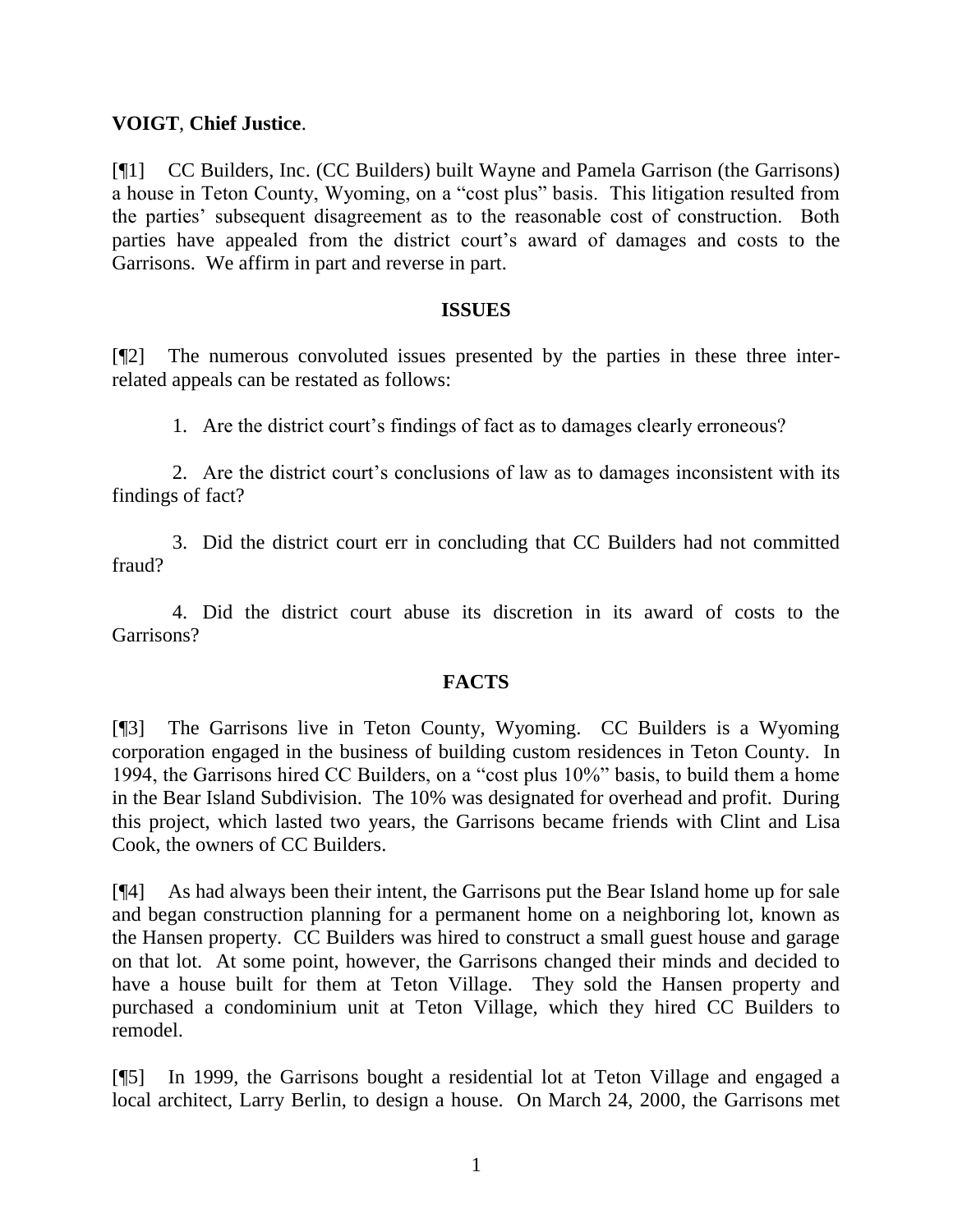**VOIGT**, **Chief Justice**.

[¶1] CC Builders, Inc. (CC Builders) built Wayne and Pamela Garrison (the Garrisons) a house in Teton County, Wyoming, on a "cost plus" basis. This litigation resulted from the parties' subsequent disagreement as to the reasonable cost of construction. Both parties have appealed from the district court's award of damages and costs to the Garrisons. We affirm in part and reverse in part.

## ISSUES

[¶2] The numerous convoluted issues presented by the parties in these three inter-related appeals can be restated as follows:

1. Are the district court's findings of fact as to damages clearly erroneous?

2. Are the district court's conclusions of law as to damages inconsistent with its findings of fact?

3. Did the district court err in concluding that CC Builders had not committed fraud?

4. Did the district court abuse its discretion in its award of costs to the Garrisons?

## FACTS

[¶3] The Garrisons live in Teton County, Wyoming. CC Builders is a Wyoming corporation engaged in the business of building custom residences in Teton County. In 1994, the Garrisons hired CC Builders, on a "cost plus 10%" basis, to build them a home in the Bear Island Subdivision. The 10% was designated for overhead and profit. During this project, which lasted two years, the Garrisons became friends with Clint and Lisa Cook, the owners of CC Builders.

[¶4] As had always been their intent, the Garrisons put the Bear Island home up for sale and began construction planning for a permanent home on a neighboring lot, known as the Hansen property. CC Builders was hired to construct a small guest house and garage on that lot. At some point, however, the Garrisons changed their minds and decided to have a house built for them at Teton Village. They sold the Hansen property and purchased a condominium unit at Teton Village, which they hired CC Builders to remodel.

[¶5] In 1999, the Garrisons bought a residential lot at Teton Village and engaged a local architect, Larry Berlin, to design a house. On March 24, 2000, the Garrisons met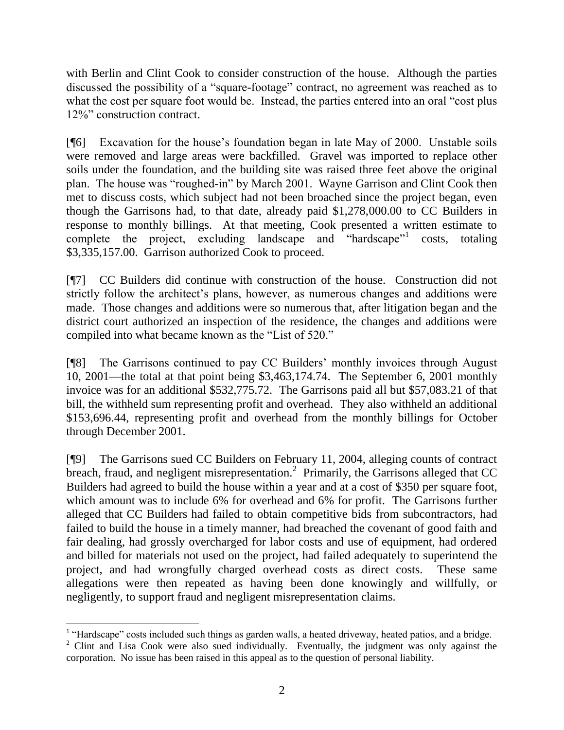with Berlin and Clint Cook to consider construction of the house. Although the parties discussed the possibility of a "square-footage" contract, no agreement was reached as to what the cost per square foot would be. Instead, the parties entered into an oral "cost plus 12%" construction contract.

[¶6] Excavation for the house's foundation began in late May of 2000. Unstable soils were removed and large areas were backfilled. Gravel was imported to replace other soils under the foundation, and the building site was raised three feet above the original plan. The house was "roughed-in" by March 2001. Wayne Garrison and Clint Cook then met to discuss costs, which subject had not been broached since the project began, even though the Garrisons had, to that date, already paid $1,278,000.00 to CC Builders in response to monthly billings. At that meeting, Cook presented a written estimate to complete the project, excluding landscape and "hardscape"[1] costs, totaling $3,335,157.00. Garrison authorized Cook to proceed.

[¶7] CC Builders did continue with construction of the house. Construction did not strictly follow the architect's plans, however, as numerous changes and additions were made. Those changes and additions were so numerous that, after litigation began and the district court authorized an inspection of the residence, the changes and additions were compiled into what became known as the "List of 520."

[¶8] The Garrisons continued to pay CC Builders' monthly invoices through August 10, 2001—the total at that point being $3,463,174.74. The September 6, 2001 monthly invoice was for an additional $532,775.72. The Garrisons paid all but $57,083.21 of that bill, the withheld sum representing profit and overhead. They also withheld an additional $153,696.44, representing profit and overhead from the monthly billings for October through December 2001.

[¶9] The Garrisons sued CC Builders on February 11, 2004, alleging counts of contract breach, fraud, and negligent misrepresentation.[2] Primarily, the Garrisons alleged that CC Builders had agreed to build the house within a year and at a cost of $350 per square foot, which amount was to include 6% for overhead and 6% for profit. The Garrisons further alleged that CC Builders had failed to obtain competitive bids from subcontractors, had failed to build the house in a timely manner, had breached the covenant of good faith and fair dealing, had grossly overcharged for labor costs and use of equipment, had ordered and billed for materials not used on the project, had failed adequately to superintend the project, and had wrongfully charged overhead costs as direct costs. These same allegations were then repeated as having been done knowingly and willfully, or negligently, to support fraud and negligent misrepresentation claims.

---

[1] "Hardscape" costs included such things as garden walls, a heated driveway, heated patios, and a bridge.

[2] Clint and Lisa Cook were also sued individually. Eventually, the judgment was only against the corporation. No issue has been raised in this appeal as to the question of personal liability.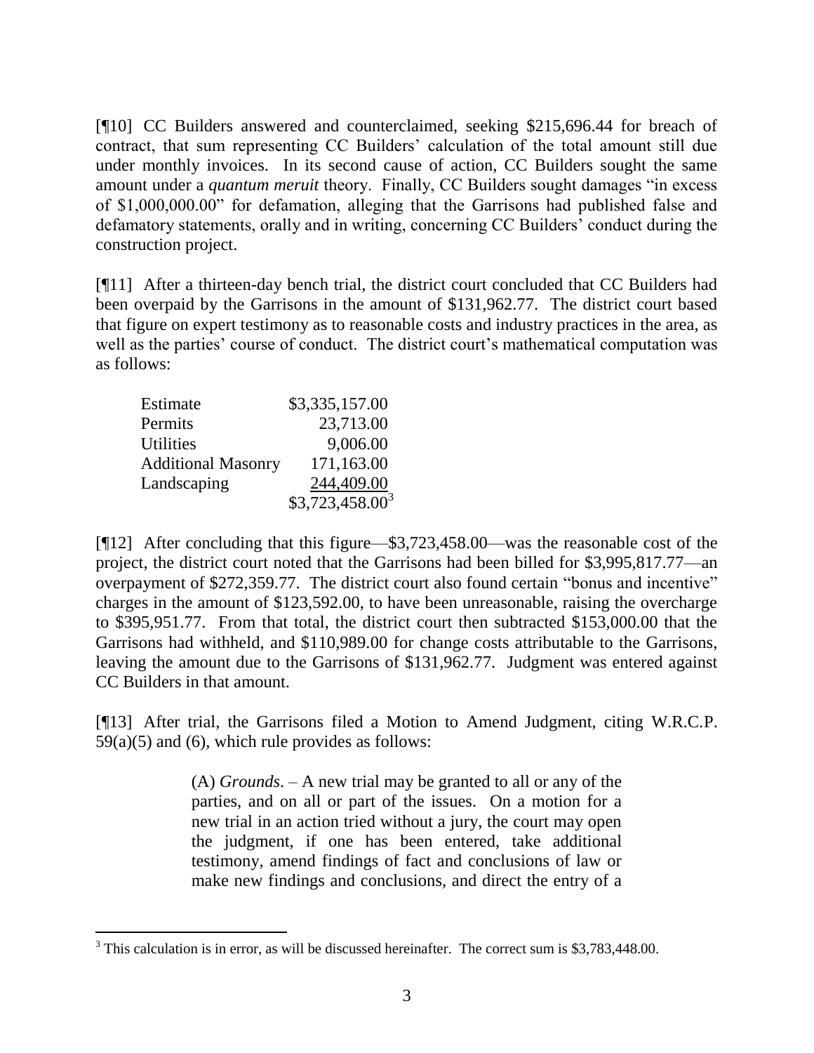[¶10] CC Builders answered and counterclaimed, seeking $215,696.44 for breach of contract, that sum representing CC Builders' calculation of the total amount still due under monthly invoices. In its second cause of action, CC Builders sought the same amount under a *quantum meruit* theory. Finally, CC Builders sought damages "in excess of $1,000,000.00" for defamation, alleging that the Garrisons had published false and defamatory statements, orally and in writing, concerning CC Builders' conduct during the construction project.

[¶11] After a thirteen-day bench trial, the district court concluded that CC Builders had been overpaid by the Garrisons in the amount of $131,962.77. The district court based that figure on expert testimony as to reasonable costs and industry practices in the area, as well as the parties' course of conduct. The district court's mathematical computation was as follows:

| | |
|---|---|
| Estimate | $3,335,157.00 |
| Permits | 23,713.00 |
| Utilities | 9,006.00 |
| Additional Masonry | 171,163.00 |
| Landscaping | 244,409.00 |
| | $3,723,458.00[3] |

[¶12] After concluding that this figure—$3,723,458.00—was the reasonable cost of the project, the district court noted that the Garrisons had been billed for $3,995,817.77—an overpayment of $272,359.77. The district court also found certain "bonus and incentive" charges in the amount of $123,592.00, to have been unreasonable, raising the overcharge to $395,951.77. From that total, the district court then subtracted $153,000.00 that the Garrisons had withheld, and $110,989.00 for change costs attributable to the Garrisons, leaving the amount due to the Garrisons of $131,962.77. Judgment was entered against CC Builders in that amount.

[¶13] After trial, the Garrisons filed a Motion to Amend Judgment, citing W.R.C.P. 59(a)(5) and (6), which rule provides as follows:

> (A) *Grounds*. – A new trial may be granted to all or any of the parties, and on all or part of the issues. On a motion for a new trial in an action tried without a jury, the court may open the judgment, if one has been entered, take additional testimony, amend findings of fact and conclusions of law or make new findings and conclusions, and direct the entry of a

[3] This calculation is in error, as will be discussed hereinafter. The correct sum is $3,783,448.00.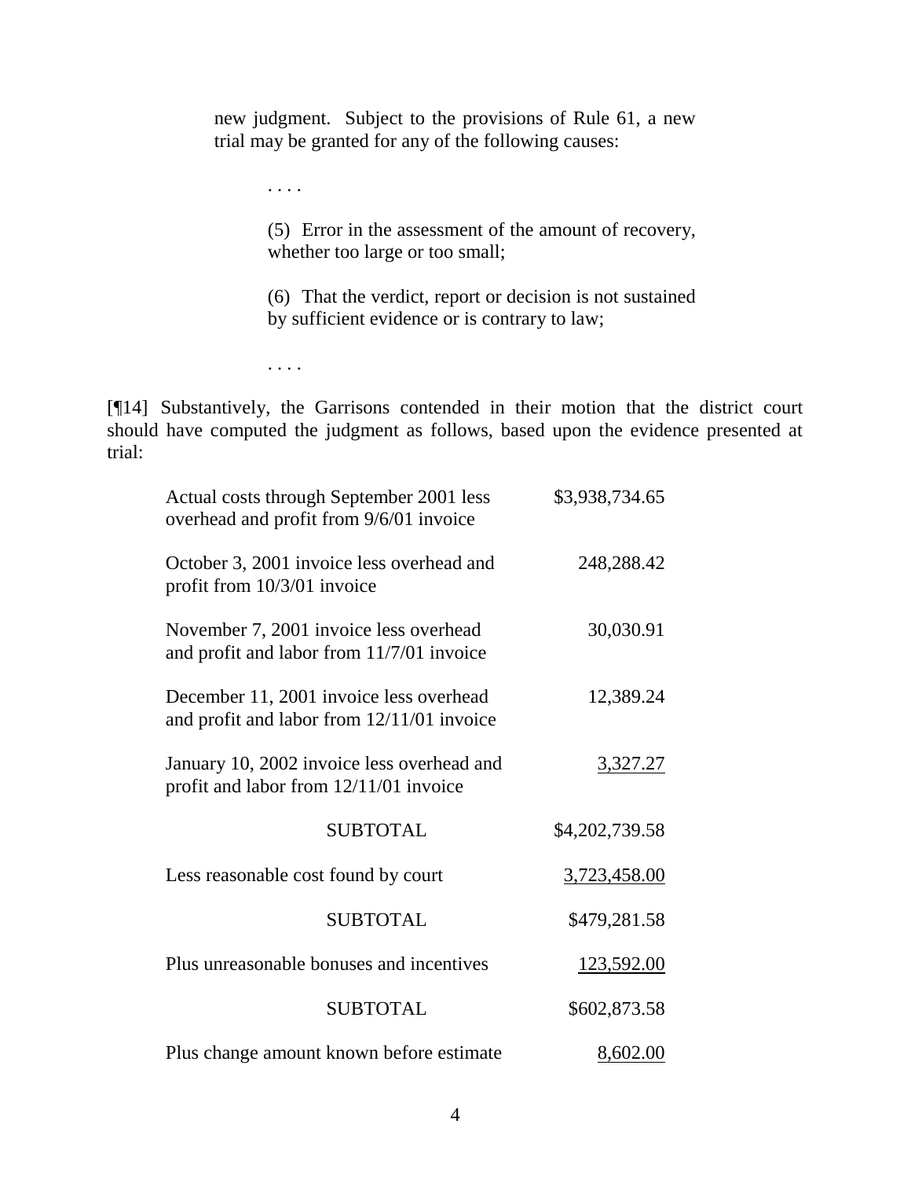> new judgment. Subject to the provisions of Rule 61, a new trial may be granted for any of the following causes:
>
> . . . .
>
> (5) Error in the assessment of the amount of recovery, whether too large or too small;
>
> (6) That the verdict, report or decision is not sustained by sufficient evidence or is contrary to law;
>
> . . . .

[¶14] Substantively, the Garrisons contended in their motion that the district court should have computed the judgment as follows, based upon the evidence presented at trial:

| | |
|---|---|
| Actual costs through September 2001 less overhead and profit from 9/6/01 invoice | \$3,938,734.65 |
| October 3, 2001 invoice less overhead and profit from 10/3/01 invoice | 248,288.42 |
| November 7, 2001 invoice less overhead and profit and labor from 11/7/01 invoice | 30,030.91 |
| December 11, 2001 invoice less overhead and profit and labor from 12/11/01 invoice | 12,389.24 |
| January 10, 2002 invoice less overhead and profit and labor from 12/11/01 invoice | 3,327.27 |
| SUBTOTAL | \$4,202,739.58 |
| Less reasonable cost found by court | 3,723,458.00 |
| SUBTOTAL | \$479,281.58 |
| Plus unreasonable bonuses and incentives | 123,592.00 |
| SUBTOTAL | \$602,873.58 |
| Plus change amount known before estimate | 8,602.00 |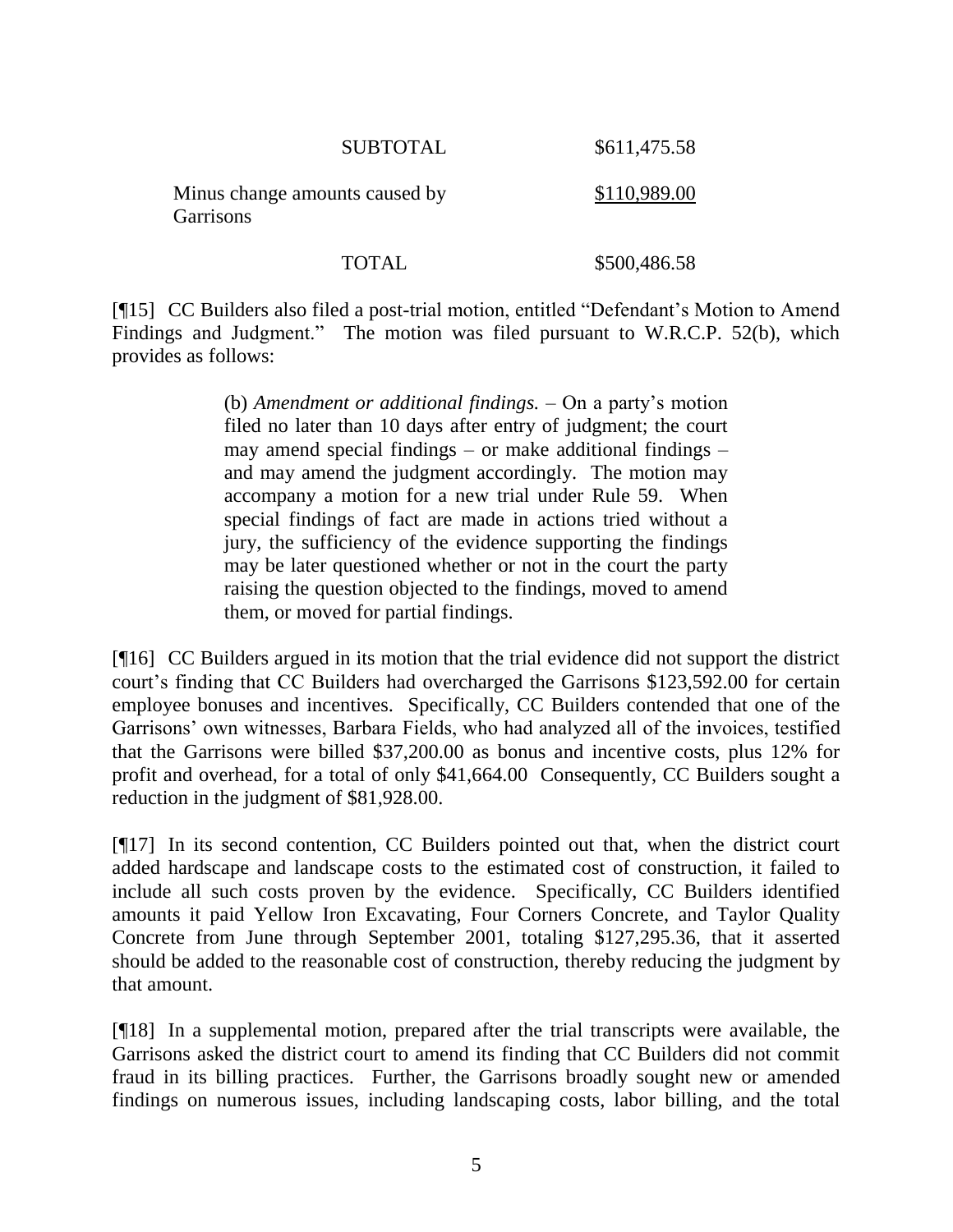| | |
|---|---|
| SUBTOTAL | $611,475.58 |
| Minus change amounts caused by Garrisons | $110,989.00 |
| TOTAL | $500,486.58 |

[¶15] CC Builders also filed a post-trial motion, entitled "Defendant's Motion to Amend Findings and Judgment." The motion was filed pursuant to W.R.C.P. 52(b), which provides as follows:

> (b) *Amendment or additional findings.* – On a party's motion filed no later than 10 days after entry of judgment; the court may amend special findings – or make additional findings – and may amend the judgment accordingly. The motion may accompany a motion for a new trial under Rule 59. When special findings of fact are made in actions tried without a jury, the sufficiency of the evidence supporting the findings may be later questioned whether or not in the court the party raising the question objected to the findings, moved to amend them, or moved for partial findings.

[¶16] CC Builders argued in its motion that the trial evidence did not support the district court's finding that CC Builders had overcharged the Garrisons $123,592.00 for certain employee bonuses and incentives. Specifically, CC Builders contended that one of the Garrisons' own witnesses, Barbara Fields, who had analyzed all of the invoices, testified that the Garrisons were billed $37,200.00 as bonus and incentive costs, plus 12% for profit and overhead, for a total of only $41,664.00 Consequently, CC Builders sought a reduction in the judgment of $81,928.00.

[¶17] In its second contention, CC Builders pointed out that, when the district court added hardscape and landscape costs to the estimated cost of construction, it failed to include all such costs proven by the evidence. Specifically, CC Builders identified amounts it paid Yellow Iron Excavating, Four Corners Concrete, and Taylor Quality Concrete from June through September 2001, totaling $127,295.36, that it asserted should be added to the reasonable cost of construction, thereby reducing the judgment by that amount.

[¶18] In a supplemental motion, prepared after the trial transcripts were available, the Garrisons asked the district court to amend its finding that CC Builders did not commit fraud in its billing practices. Further, the Garrisons broadly sought new or amended findings on numerous issues, including landscaping costs, labor billing, and the total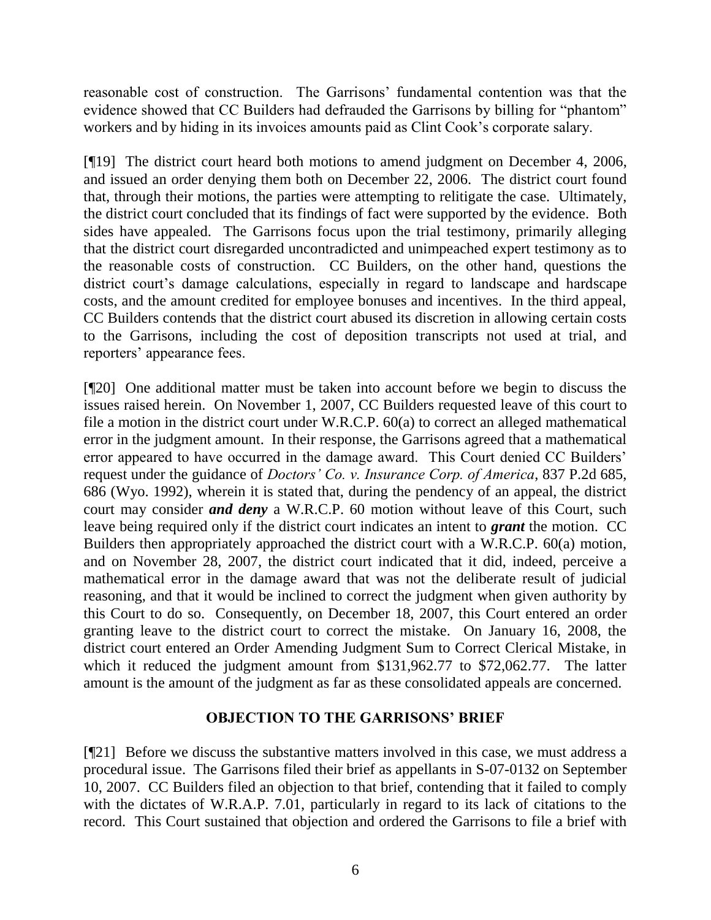reasonable cost of construction. The Garrisons' fundamental contention was that the evidence showed that CC Builders had defrauded the Garrisons by billing for "phantom" workers and by hiding in its invoices amounts paid as Clint Cook's corporate salary.

[¶19] The district court heard both motions to amend judgment on December 4, 2006, and issued an order denying them both on December 22, 2006. The district court found that, through their motions, the parties were attempting to relitigate the case. Ultimately, the district court concluded that its findings of fact were supported by the evidence. Both sides have appealed. The Garrisons focus upon the trial testimony, primarily alleging that the district court disregarded uncontradicted and unimpeached expert testimony as to the reasonable costs of construction. CC Builders, on the other hand, questions the district court's damage calculations, especially in regard to landscape and hardscape costs, and the amount credited for employee bonuses and incentives. In the third appeal, CC Builders contends that the district court abused its discretion in allowing certain costs to the Garrisons, including the cost of deposition transcripts not used at trial, and reporters' appearance fees.

[¶20] One additional matter must be taken into account before we begin to discuss the issues raised herein. On November 1, 2007, CC Builders requested leave of this court to file a motion in the district court under W.R.C.P. 60(a) to correct an alleged mathematical error in the judgment amount. In their response, the Garrisons agreed that a mathematical error appeared to have occurred in the damage award. This Court denied CC Builders' request under the guidance of *Doctors' Co. v. Insurance Corp. of America*, 837 P.2d 685, 686 (Wyo. 1992), wherein it is stated that, during the pendency of an appeal, the district court may consider ***and deny*** a W.R.C.P. 60 motion without leave of this Court, such leave being required only if the district court indicates an intent to ***grant*** the motion. CC Builders then appropriately approached the district court with a W.R.C.P. 60(a) motion, and on November 28, 2007, the district court indicated that it did, indeed, perceive a mathematical error in the damage award that was not the deliberate result of judicial reasoning, and that it would be inclined to correct the judgment when given authority by this Court to do so. Consequently, on December 18, 2007, this Court entered an order granting leave to the district court to correct the mistake. On January 16, 2008, the district court entered an Order Amending Judgment Sum to Correct Clerical Mistake, in which it reduced the judgment amount from $131,962.77 to $72,062.77. The latter amount is the amount of the judgment as far as these consolidated appeals are concerned.

## OBJECTION TO THE GARRISONS' BRIEF

[¶21] Before we discuss the substantive matters involved in this case, we must address a procedural issue. The Garrisons filed their brief as appellants in S-07-0132 on September 10, 2007. CC Builders filed an objection to that brief, contending that it failed to comply with the dictates of W.R.A.P. 7.01, particularly in regard to its lack of citations to the record. This Court sustained that objection and ordered the Garrisons to file a brief with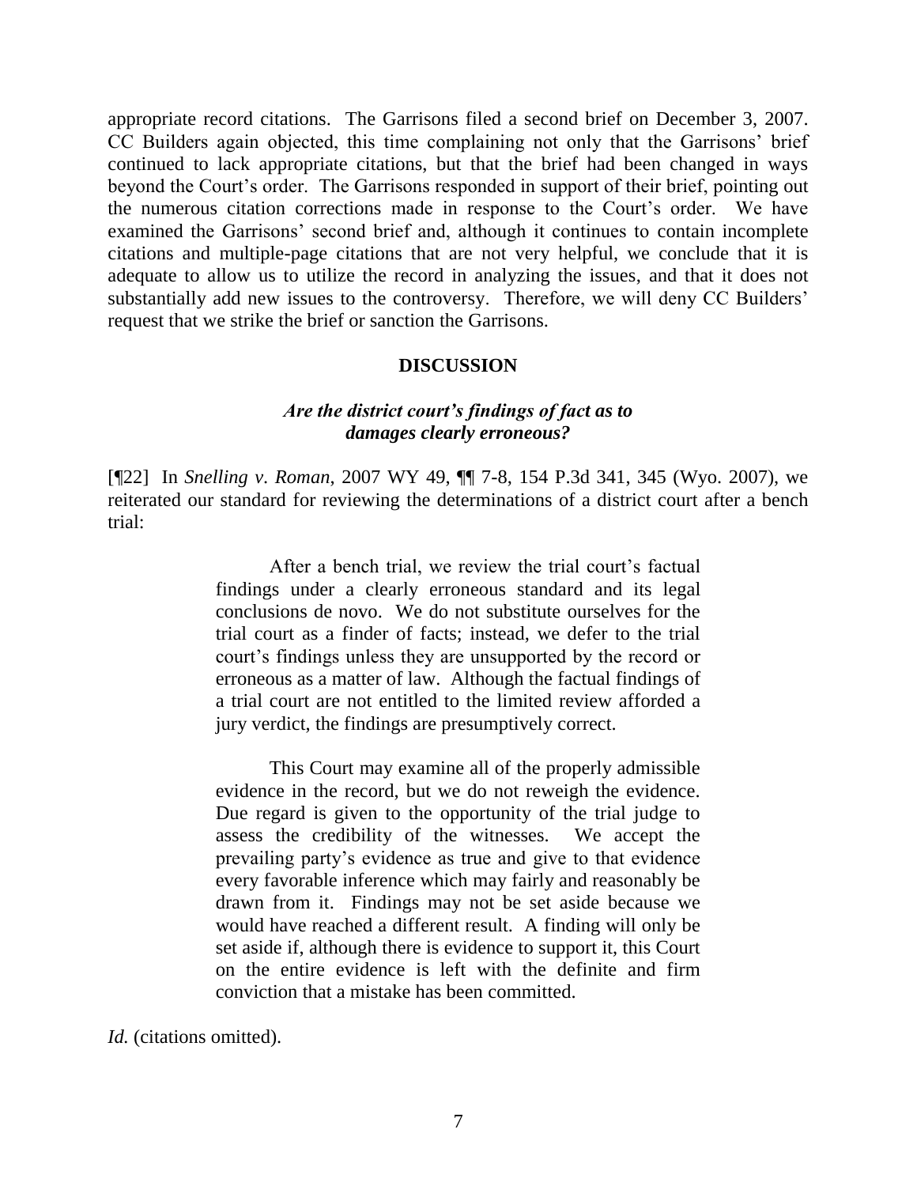appropriate record citations. The Garrisons filed a second brief on December 3, 2007. CC Builders again objected, this time complaining not only that the Garrisons' brief continued to lack appropriate citations, but that the brief had been changed in ways beyond the Court's order. The Garrisons responded in support of their brief, pointing out the numerous citation corrections made in response to the Court's order. We have examined the Garrisons' second brief and, although it continues to contain incomplete citations and multiple-page citations that are not very helpful, we conclude that it is adequate to allow us to utilize the record in analyzing the issues, and that it does not substantially add new issues to the controversy. Therefore, we will deny CC Builders' request that we strike the brief or sanction the Garrisons.

## DISCUSSION

### *Are the district court's findings of fact as to damages clearly erroneous?*

[¶22] In *Snelling v. Roman*, 2007 WY 49, ¶¶ 7-8, 154 P.3d 341, 345 (Wyo. 2007), we reiterated our standard for reviewing the determinations of a district court after a bench trial:

> After a bench trial, we review the trial court's factual findings under a clearly erroneous standard and its legal conclusions de novo. We do not substitute ourselves for the trial court as a finder of facts; instead, we defer to the trial court's findings unless they are unsupported by the record or erroneous as a matter of law. Although the factual findings of a trial court are not entitled to the limited review afforded a jury verdict, the findings are presumptively correct.
>
> This Court may examine all of the properly admissible evidence in the record, but we do not reweigh the evidence. Due regard is given to the opportunity of the trial judge to assess the credibility of the witnesses. We accept the prevailing party's evidence as true and give to that evidence every favorable inference which may fairly and reasonably be drawn from it. Findings may not be set aside because we would have reached a different result. A finding will only be set aside if, although there is evidence to support it, this Court on the entire evidence is left with the definite and firm conviction that a mistake has been committed.

*Id.* (citations omitted).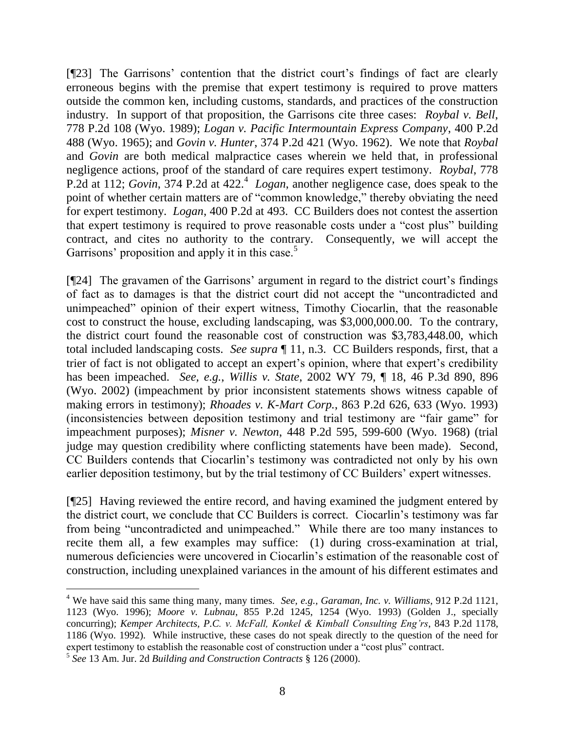[¶23] The Garrisons' contention that the district court's findings of fact are clearly erroneous begins with the premise that expert testimony is required to prove matters outside the common ken, including customs, standards, and practices of the construction industry. In support of that proposition, the Garrisons cite three cases: *Roybal v. Bell*, 778 P.2d 108 (Wyo. 1989); *Logan v. Pacific Intermountain Express Company*, 400 P.2d 488 (Wyo. 1965); and *Govin v. Hunter*, 374 P.2d 421 (Wyo. 1962). We note that *Roybal* and *Govin* are both medical malpractice cases wherein we held that, in professional negligence actions, proof of the standard of care requires expert testimony. *Roybal*, 778 P.2d at 112; *Govin*, 374 P.2d at 422.[4] *Logan*, another negligence case, does speak to the point of whether certain matters are of "common knowledge," thereby obviating the need for expert testimony. *Logan*, 400 P.2d at 493. CC Builders does not contest the assertion that expert testimony is required to prove reasonable costs under a "cost plus" building contract, and cites no authority to the contrary. Consequently, we will accept the Garrisons' proposition and apply it in this case.[5]

[¶24] The gravamen of the Garrisons' argument in regard to the district court's findings of fact as to damages is that the district court did not accept the "uncontradicted and unimpeached" opinion of their expert witness, Timothy Ciocarlin, that the reasonable cost to construct the house, excluding landscaping, was $3,000,000.00. To the contrary, the district court found the reasonable cost of construction was $3,783,448.00, which total included landscaping costs. *See supra* ¶ 11, n.3. CC Builders responds, first, that a trier of fact is not obligated to accept an expert's opinion, where that expert's credibility has been impeached. *See, e.g.*, *Willis v. State*, 2002 WY 79, ¶ 18, 46 P.3d 890, 896 (Wyo. 2002) (impeachment by prior inconsistent statements shows witness capable of making errors in testimony); *Rhoades v. K-Mart Corp.*, 863 P.2d 626, 633 (Wyo. 1993) (inconsistencies between deposition testimony and trial testimony are "fair game" for impeachment purposes); *Misner v. Newton*, 448 P.2d 595, 599-600 (Wyo. 1968) (trial judge may question credibility where conflicting statements have been made). Second, CC Builders contends that Ciocarlin's testimony was contradicted not only by his own earlier deposition testimony, but by the trial testimony of CC Builders' expert witnesses.

[¶25] Having reviewed the entire record, and having examined the judgment entered by the district court, we conclude that CC Builders is correct. Ciocarlin's testimony was far from being "uncontradicted and unimpeached." While there are too many instances to recite them all, a few examples may suffice: (1) during cross-examination at trial, numerous deficiencies were uncovered in Ciocarlin's estimation of the reasonable cost of construction, including unexplained variances in the amount of his different estimates and

---

[4] We have said this same thing many, many times. *See, e.g.*, *Garaman, Inc. v. Williams*, 912 P.2d 1121, 1123 (Wyo. 1996); *Moore v. Lubnau*, 855 P.2d 1245, 1254 (Wyo. 1993) (Golden J., specially concurring); *Kemper Architects, P.C. v. McFall, Konkel & Kimball Consulting Eng'rs*, 843 P.2d 1178, 1186 (Wyo. 1992). While instructive, these cases do not speak directly to the question of the need for expert testimony to establish the reasonable cost of construction under a "cost plus" contract.

[5] *See* 13 Am. Jur. 2d *Building and Construction Contracts* § 126 (2000).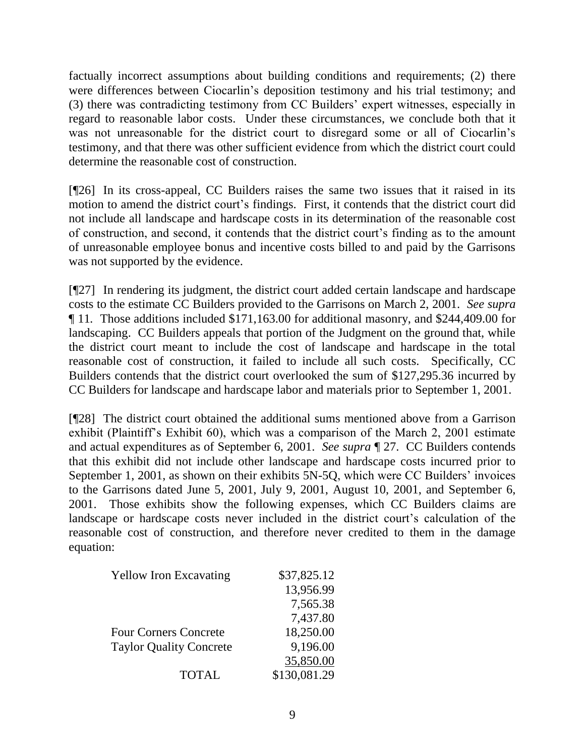factually incorrect assumptions about building conditions and requirements; (2) there were differences between Ciocarlin's deposition testimony and his trial testimony; and (3) there was contradicting testimony from CC Builders' expert witnesses, especially in regard to reasonable labor costs. Under these circumstances, we conclude both that it was not unreasonable for the district court to disregard some or all of Ciocarlin's testimony, and that there was other sufficient evidence from which the district court could determine the reasonable cost of construction.

[¶26] In its cross-appeal, CC Builders raises the same two issues that it raised in its motion to amend the district court's findings. First, it contends that the district court did not include all landscape and hardscape costs in its determination of the reasonable cost of construction, and second, it contends that the district court's finding as to the amount of unreasonable employee bonus and incentive costs billed to and paid by the Garrisons was not supported by the evidence.

[¶27] In rendering its judgment, the district court added certain landscape and hardscape costs to the estimate CC Builders provided to the Garrisons on March 2, 2001. *See supra* ¶ 11. Those additions included $171,163.00 for additional masonry, and $244,409.00 for landscaping. CC Builders appeals that portion of the Judgment on the ground that, while the district court meant to include the cost of landscape and hardscape in the total reasonable cost of construction, it failed to include all such costs. Specifically, CC Builders contends that the district court overlooked the sum of $127,295.36 incurred by CC Builders for landscape and hardscape labor and materials prior to September 1, 2001.

[¶28] The district court obtained the additional sums mentioned above from a Garrison exhibit (Plaintiff's Exhibit 60), which was a comparison of the March 2, 2001 estimate and actual expenditures as of September 6, 2001. *See supra* ¶ 27. CC Builders contends that this exhibit did not include other landscape and hardscape costs incurred prior to September 1, 2001, as shown on their exhibits 5N-5Q, which were CC Builders' invoices to the Garrisons dated June 5, 2001, July 9, 2001, August 10, 2001, and September 6, 2001. Those exhibits show the following expenses, which CC Builders claims are landscape or hardscape costs never included in the district court's calculation of the reasonable cost of construction, and therefore never credited to them in the damage equation:

| | |
|---|---:|
| Yellow Iron Excavating | $37,825.12 |
| | 13,956.99 |
| | 7,565.38 |
| | 7,437.80 |
| Four Corners Concrete | 18,250.00 |
| Taylor Quality Concrete | 9,196.00 |
| | 35,850.00 |
| TOTAL | $130,081.29 |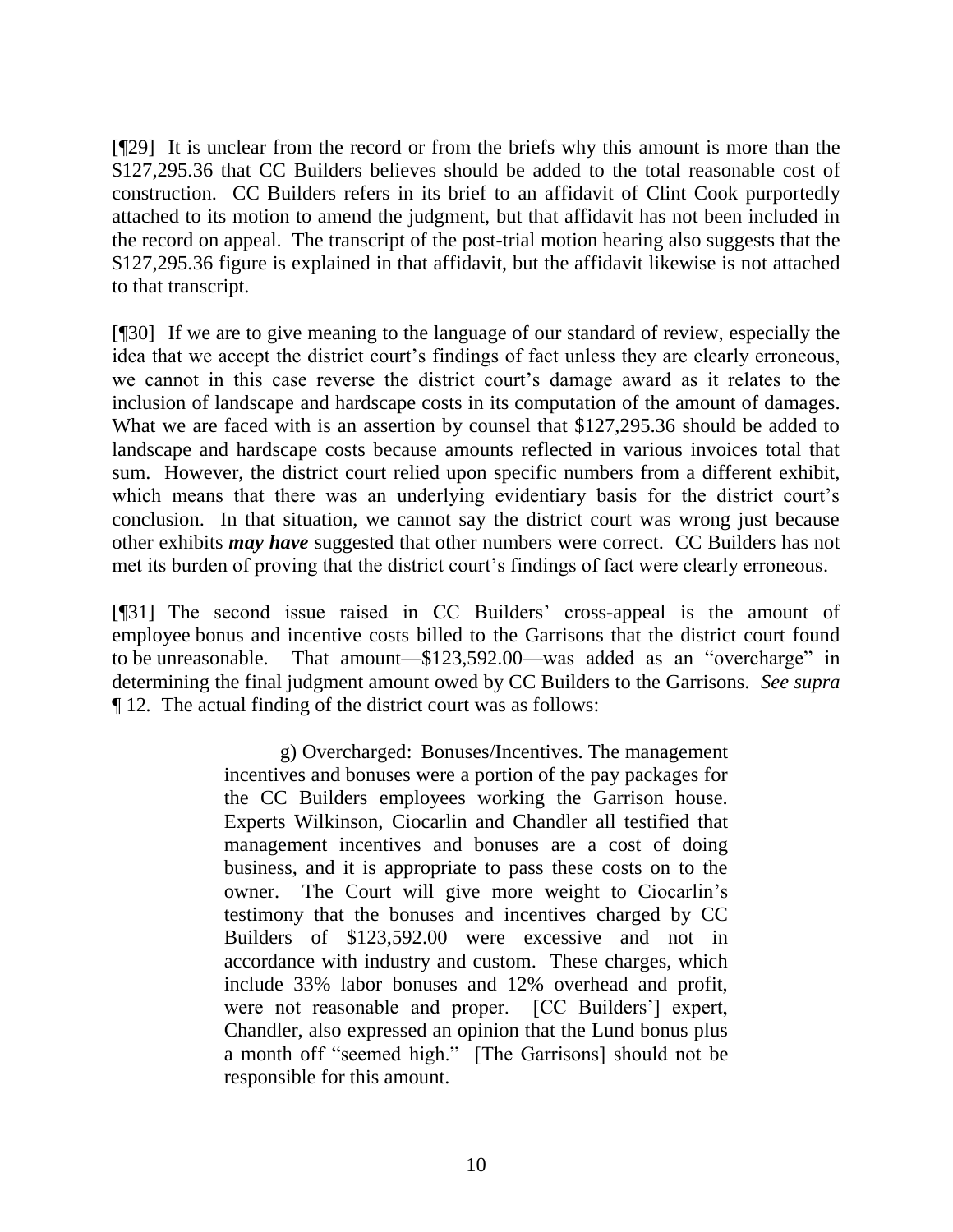[¶29] It is unclear from the record or from the briefs why this amount is more than the $127,295.36 that CC Builders believes should be added to the total reasonable cost of construction. CC Builders refers in its brief to an affidavit of Clint Cook purportedly attached to its motion to amend the judgment, but that affidavit has not been included in the record on appeal. The transcript of the post-trial motion hearing also suggests that the $127,295.36 figure is explained in that affidavit, but the affidavit likewise is not attached to that transcript.

[¶30] If we are to give meaning to the language of our standard of review, especially the idea that we accept the district court's findings of fact unless they are clearly erroneous, we cannot in this case reverse the district court's damage award as it relates to the inclusion of landscape and hardscape costs in its computation of the amount of damages. What we are faced with is an assertion by counsel that $127,295.36 should be added to landscape and hardscape costs because amounts reflected in various invoices total that sum. However, the district court relied upon specific numbers from a different exhibit, which means that there was an underlying evidentiary basis for the district court's conclusion. In that situation, we cannot say the district court was wrong just because other exhibits ***may have*** suggested that other numbers were correct. CC Builders has not met its burden of proving that the district court's findings of fact were clearly erroneous.

[¶31] The second issue raised in CC Builders' cross-appeal is the amount of employee bonus and incentive costs billed to the Garrisons that the district court found to be unreasonable. That amount—$123,592.00—was added as an "overcharge" in determining the final judgment amount owed by CC Builders to the Garrisons. *See supra* ¶ 12. The actual finding of the district court was as follows:

> g) Overcharged: Bonuses/Incentives. The management incentives and bonuses were a portion of the pay packages for the CC Builders employees working the Garrison house. Experts Wilkinson, Ciocarlin and Chandler all testified that management incentives and bonuses are a cost of doing business, and it is appropriate to pass these costs on to the owner. The Court will give more weight to Ciocarlin's testimony that the bonuses and incentives charged by CC Builders of $123,592.00 were excessive and not in accordance with industry and custom. These charges, which include 33% labor bonuses and 12% overhead and profit, were not reasonable and proper. [CC Builders'] expert, Chandler, also expressed an opinion that the Lund bonus plus a month off "seemed high." [The Garrisons] should not be responsible for this amount.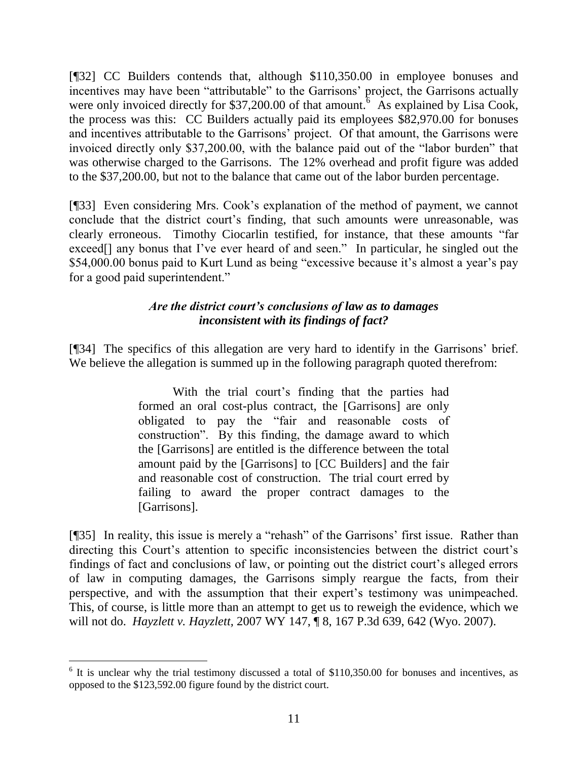[¶32] CC Builders contends that, although $110,350.00 in employee bonuses and incentives may have been "attributable" to the Garrisons' project, the Garrisons actually were only invoiced directly for $37,200.00 of that amount.[6] As explained by Lisa Cook, the process was this: CC Builders actually paid its employees $82,970.00 for bonuses and incentives attributable to the Garrisons' project. Of that amount, the Garrisons were invoiced directly only $37,200.00, with the balance paid out of the "labor burden" that was otherwise charged to the Garrisons. The 12% overhead and profit figure was added to the $37,200.00, but not to the balance that came out of the labor burden percentage.

[¶33] Even considering Mrs. Cook's explanation of the method of payment, we cannot conclude that the district court's finding, that such amounts were unreasonable, was clearly erroneous. Timothy Ciocarlin testified, for instance, that these amounts "far exceed[] any bonus that I've ever heard of and seen." In particular, he singled out the $54,000.00 bonus paid to Kurt Lund as being "excessive because it's almost a year's pay for a good paid superintendent."

### *Are the district court's conclusions of law as to damages inconsistent with its findings of fact?*

[¶34] The specifics of this allegation are very hard to identify in the Garrisons' brief. We believe the allegation is summed up in the following paragraph quoted therefrom:

> With the trial court's finding that the parties had formed an oral cost-plus contract, the [Garrisons] are only obligated to pay the "fair and reasonable costs of construction". By this finding, the damage award to which the [Garrisons] are entitled is the difference between the total amount paid by the [Garrisons] to [CC Builders] and the fair and reasonable cost of construction. The trial court erred by failing to award the proper contract damages to the [Garrisons].

[¶35] In reality, this issue is merely a "rehash" of the Garrisons' first issue. Rather than directing this Court's attention to specific inconsistencies between the district court's findings of fact and conclusions of law, or pointing out the district court's alleged errors of law in computing damages, the Garrisons simply reargue the facts, from their perspective, and with the assumption that their expert's testimony was unimpeached. This, of course, is little more than an attempt to get us to reweigh the evidence, which we will not do. *Hayzlett v. Hayzlett*, 2007 WY 147, ¶ 8, 167 P.3d 639, 642 (Wyo. 2007).

---

[6] It is unclear why the trial testimony discussed a total of $110,350.00 for bonuses and incentives, as opposed to the $123,592.00 figure found by the district court.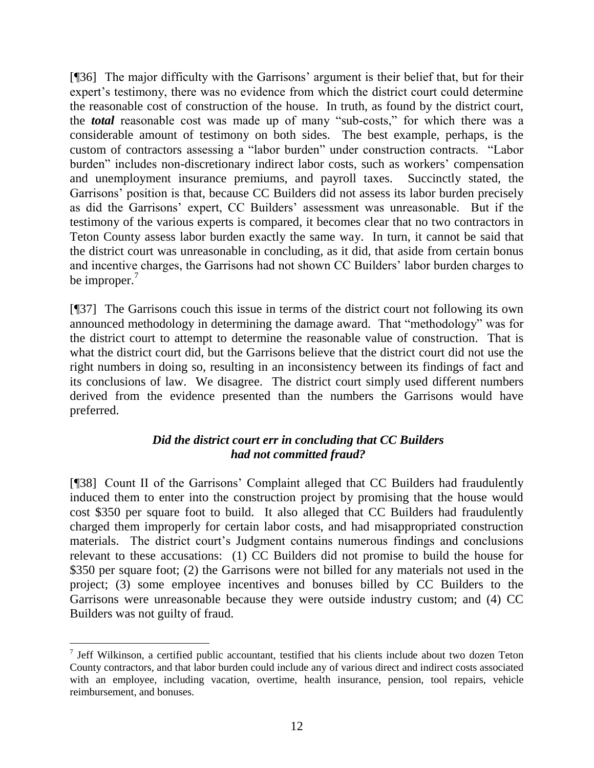[¶36] The major difficulty with the Garrisons' argument is their belief that, but for their expert's testimony, there was no evidence from which the district court could determine the reasonable cost of construction of the house. In truth, as found by the district court, the ***total*** reasonable cost was made up of many "sub-costs," for which there was a considerable amount of testimony on both sides. The best example, perhaps, is the custom of contractors assessing a "labor burden" under construction contracts. "Labor burden" includes non-discretionary indirect labor costs, such as workers' compensation and unemployment insurance premiums, and payroll taxes. Succinctly stated, the Garrisons' position is that, because CC Builders did not assess its labor burden precisely as did the Garrisons' expert, CC Builders' assessment was unreasonable. But if the testimony of the various experts is compared, it becomes clear that no two contractors in Teton County assess labor burden exactly the same way. In turn, it cannot be said that the district court was unreasonable in concluding, as it did, that aside from certain bonus and incentive charges, the Garrisons had not shown CC Builders' labor burden charges to be improper.[7]

[¶37] The Garrisons couch this issue in terms of the district court not following its own announced methodology in determining the damage award. That "methodology" was for the district court to attempt to determine the reasonable value of construction. That is what the district court did, but the Garrisons believe that the district court did not use the right numbers in doing so, resulting in an inconsistency between its findings of fact and its conclusions of law. We disagree. The district court simply used different numbers derived from the evidence presented than the numbers the Garrisons would have preferred.

### *Did the district court err in concluding that CC Builders had not committed fraud?*

[¶38] Count II of the Garrisons' Complaint alleged that CC Builders had fraudulently induced them to enter into the construction project by promising that the house would cost $350 per square foot to build. It also alleged that CC Builders had fraudulently charged them improperly for certain labor costs, and had misappropriated construction materials. The district court's Judgment contains numerous findings and conclusions relevant to these accusations: (1) CC Builders did not promise to build the house for $350 per square foot; (2) the Garrisons were not billed for any materials not used in the project; (3) some employee incentives and bonuses billed by CC Builders to the Garrisons were unreasonable because they were outside industry custom; and (4) CC Builders was not guilty of fraud.

---

[7] Jeff Wilkinson, a certified public accountant, testified that his clients include about two dozen Teton County contractors, and that labor burden could include any of various direct and indirect costs associated with an employee, including vacation, overtime, health insurance, pension, tool repairs, vehicle reimbursement, and bonuses.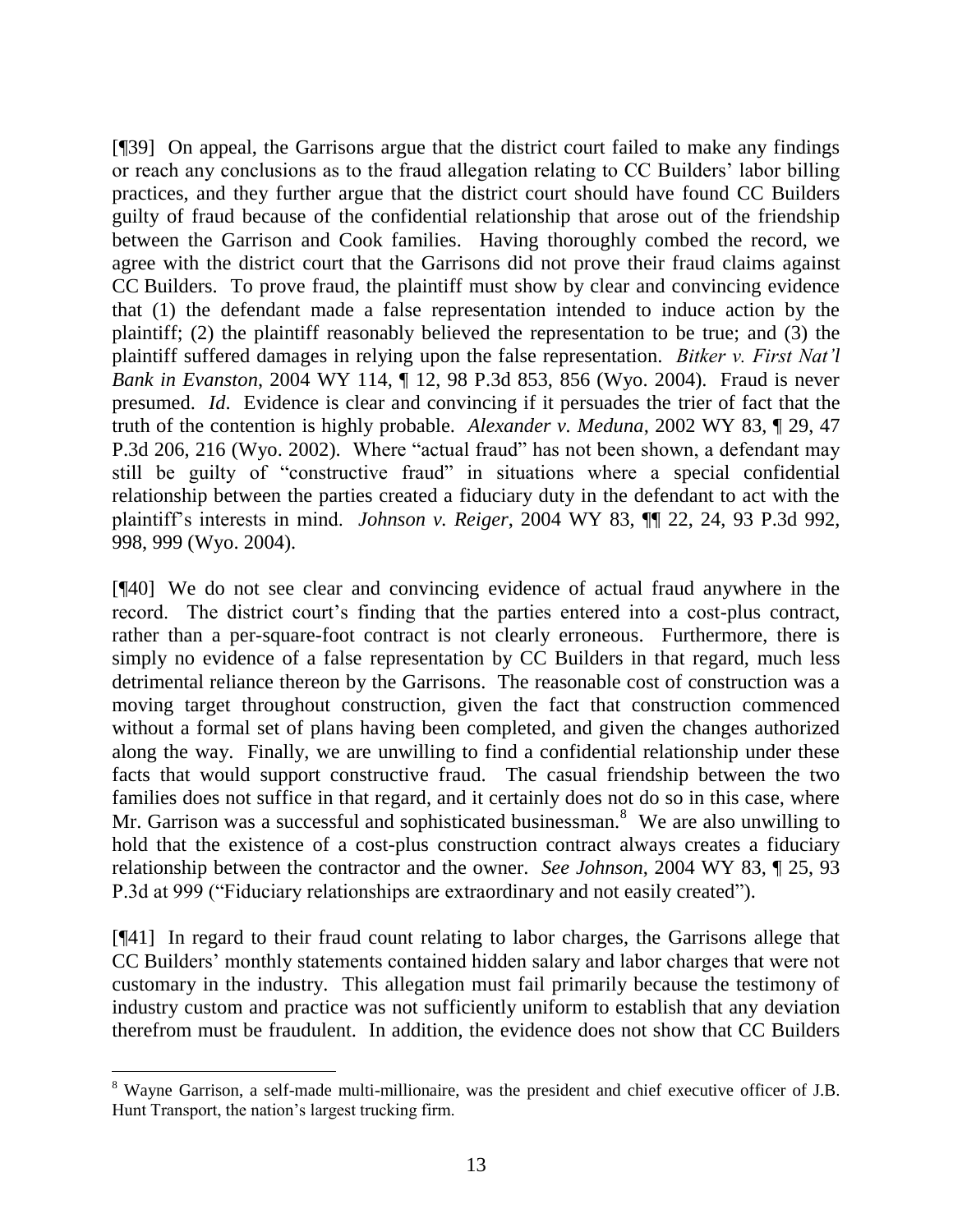[¶39] On appeal, the Garrisons argue that the district court failed to make any findings or reach any conclusions as to the fraud allegation relating to CC Builders' labor billing practices, and they further argue that the district court should have found CC Builders guilty of fraud because of the confidential relationship that arose out of the friendship between the Garrison and Cook families. Having thoroughly combed the record, we agree with the district court that the Garrisons did not prove their fraud claims against CC Builders. To prove fraud, the plaintiff must show by clear and convincing evidence that (1) the defendant made a false representation intended to induce action by the plaintiff; (2) the plaintiff reasonably believed the representation to be true; and (3) the plaintiff suffered damages in relying upon the false representation. *Bitker v. First Nat'l Bank in Evanston*, 2004 WY 114, ¶ 12, 98 P.3d 853, 856 (Wyo. 2004). Fraud is never presumed. *Id*. Evidence is clear and convincing if it persuades the trier of fact that the truth of the contention is highly probable. *Alexander v. Meduna*, 2002 WY 83, ¶ 29, 47 P.3d 206, 216 (Wyo. 2002). Where "actual fraud" has not been shown, a defendant may still be guilty of "constructive fraud" in situations where a special confidential relationship between the parties created a fiduciary duty in the defendant to act with the plaintiff's interests in mind. *Johnson v. Reiger*, 2004 WY 83, ¶¶ 22, 24, 93 P.3d 992, 998, 999 (Wyo. 2004).

[¶40] We do not see clear and convincing evidence of actual fraud anywhere in the record. The district court's finding that the parties entered into a cost-plus contract, rather than a per-square-foot contract is not clearly erroneous. Furthermore, there is simply no evidence of a false representation by CC Builders in that regard, much less detrimental reliance thereon by the Garrisons. The reasonable cost of construction was a moving target throughout construction, given the fact that construction commenced without a formal set of plans having been completed, and given the changes authorized along the way. Finally, we are unwilling to find a confidential relationship under these facts that would support constructive fraud. The casual friendship between the two families does not suffice in that regard, and it certainly does not do so in this case, where Mr. Garrison was a successful and sophisticated businessman.[8] We are also unwilling to hold that the existence of a cost-plus construction contract always creates a fiduciary relationship between the contractor and the owner. *See Johnson*, 2004 WY 83, ¶ 25, 93 P.3d at 999 ("Fiduciary relationships are extraordinary and not easily created").

[¶41] In regard to their fraud count relating to labor charges, the Garrisons allege that CC Builders' monthly statements contained hidden salary and labor charges that were not customary in the industry. This allegation must fail primarily because the testimony of industry custom and practice was not sufficiently uniform to establish that any deviation therefrom must be fraudulent. In addition, the evidence does not show that CC Builders

---

[8] Wayne Garrison, a self-made multi-millionaire, was the president and chief executive officer of J.B. Hunt Transport, the nation's largest trucking firm.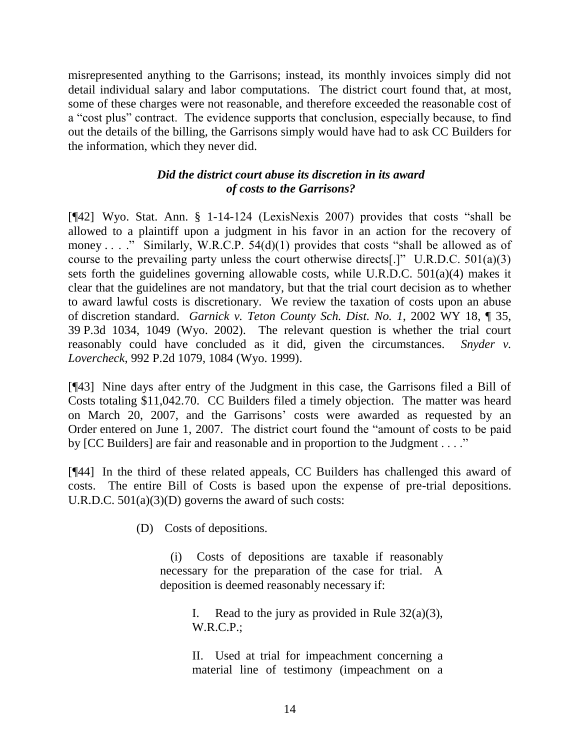misrepresented anything to the Garrisons; instead, its monthly invoices simply did not detail individual salary and labor computations. The district court found that, at most, some of these charges were not reasonable, and therefore exceeded the reasonable cost of a "cost plus" contract. The evidence supports that conclusion, especially because, to find out the details of the billing, the Garrisons simply would have had to ask CC Builders for the information, which they never did.

### *Did the district court abuse its discretion in its award of costs to the Garrisons?*

[¶42] Wyo. Stat. Ann. § 1-14-124 (LexisNexis 2007) provides that costs "shall be allowed to a plaintiff upon a judgment in his favor in an action for the recovery of money . . . ." Similarly, W.R.C.P. 54(d)(1) provides that costs "shall be allowed as of course to the prevailing party unless the court otherwise directs[.]" U.R.D.C. 501(a)(3) sets forth the guidelines governing allowable costs, while U.R.D.C. 501(a)(4) makes it clear that the guidelines are not mandatory, but that the trial court decision as to whether to award lawful costs is discretionary. We review the taxation of costs upon an abuse of discretion standard. *Garnick v. Teton County Sch. Dist. No. 1*, 2002 WY 18, ¶ 35, 39 P.3d 1034, 1049 (Wyo. 2002). The relevant question is whether the trial court reasonably could have concluded as it did, given the circumstances. *Snyder v. Lovercheck*, 992 P.2d 1079, 1084 (Wyo. 1999).

[¶43] Nine days after entry of the Judgment in this case, the Garrisons filed a Bill of Costs totaling $11,042.70. CC Builders filed a timely objection. The matter was heard on March 20, 2007, and the Garrisons' costs were awarded as requested by an Order entered on June 1, 2007. The district court found the "amount of costs to be paid by [CC Builders] are fair and reasonable and in proportion to the Judgment . . . ."

[¶44] In the third of these related appeals, CC Builders has challenged this award of costs. The entire Bill of Costs is based upon the expense of pre-trial depositions. U.R.D.C. 501(a)(3)(D) governs the award of such costs:

> (D) Costs of depositions.
>
> (i) Costs of depositions are taxable if reasonably necessary for the preparation of the case for trial. A deposition is deemed reasonably necessary if:
>
> I. Read to the jury as provided in Rule 32(a)(3), W.R.C.P.;
>
> II. Used at trial for impeachment concerning a material line of testimony (impeachment on a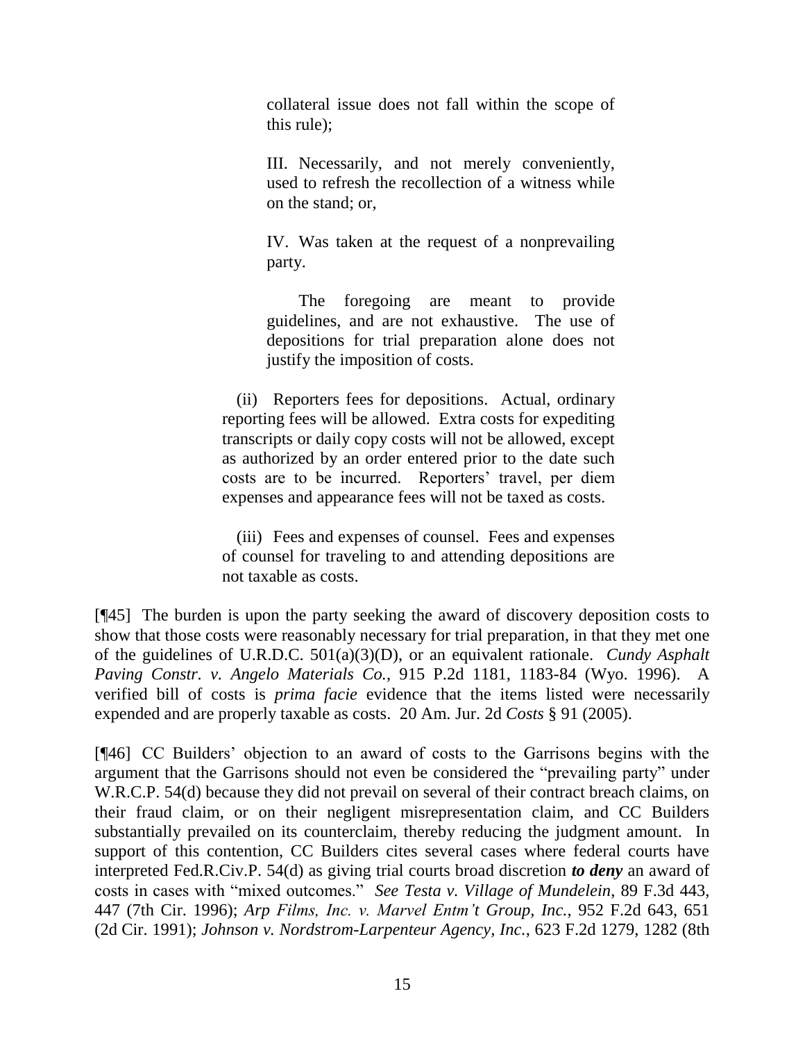> collateral issue does not fall within the scope of this rule);
>
> III. Necessarily, and not merely conveniently, used to refresh the recollection of a witness while on the stand; or,
>
> IV. Was taken at the request of a nonprevailing party.
>
> The foregoing are meant to provide guidelines, and are not exhaustive. The use of depositions for trial preparation alone does not justify the imposition of costs.
>
> (ii) Reporters fees for depositions. Actual, ordinary reporting fees will be allowed. Extra costs for expediting transcripts or daily copy costs will not be allowed, except as authorized by an order entered prior to the date such costs are to be incurred. Reporters' travel, per diem expenses and appearance fees will not be taxed as costs.
>
> (iii) Fees and expenses of counsel. Fees and expenses of counsel for traveling to and attending depositions are not taxable as costs.

[¶45] The burden is upon the party seeking the award of discovery deposition costs to show that those costs were reasonably necessary for trial preparation, in that they met one of the guidelines of U.R.D.C. 501(a)(3)(D), or an equivalent rationale. *Cundy Asphalt Paving Constr. v. Angelo Materials Co.*, 915 P.2d 1181, 1183-84 (Wyo. 1996). A verified bill of costs is *prima facie* evidence that the items listed were necessarily expended and are properly taxable as costs. 20 Am. Jur. 2d *Costs* § 91 (2005).

[¶46] CC Builders' objection to an award of costs to the Garrisons begins with the argument that the Garrisons should not even be considered the "prevailing party" under W.R.C.P. 54(d) because they did not prevail on several of their contract breach claims, on their fraud claim, or on their negligent misrepresentation claim, and CC Builders substantially prevailed on its counterclaim, thereby reducing the judgment amount. In support of this contention, CC Builders cites several cases where federal courts have interpreted Fed.R.Civ.P. 54(d) as giving trial courts broad discretion ***to deny*** an award of costs in cases with "mixed outcomes." *See Testa v. Village of Mundelein*, 89 F.3d 443, 447 (7th Cir. 1996); *Arp Films, Inc. v. Marvel Entm't Group, Inc.*, 952 F.2d 643, 651 (2d Cir. 1991); *Johnson v. Nordstrom-Larpenteur Agency, Inc.*, 623 F.2d 1279, 1282 (8th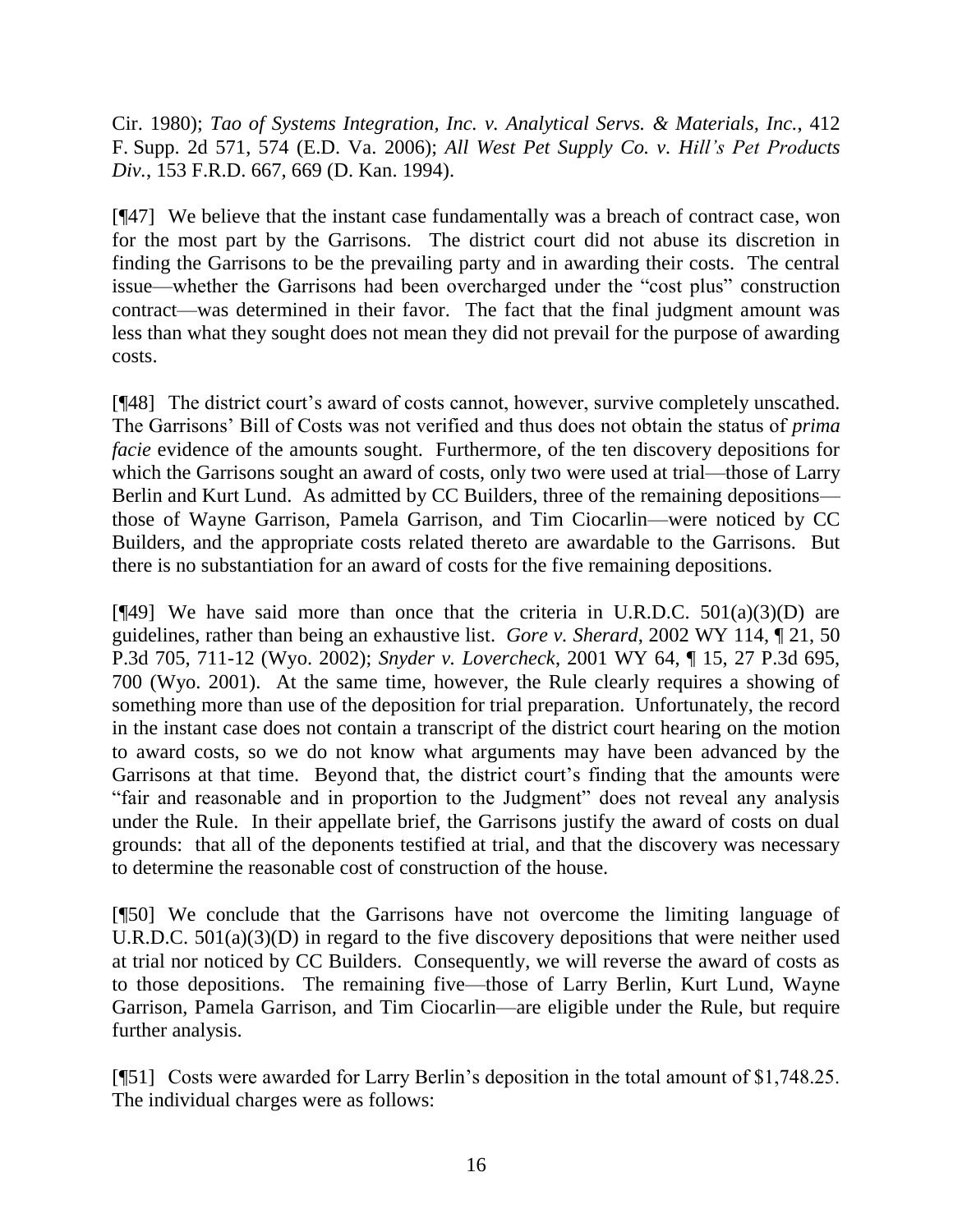Cir. 1980); *Tao of Systems Integration, Inc. v. Analytical Servs. & Materials, Inc.*, 412 F. Supp. 2d 571, 574 (E.D. Va. 2006); *All West Pet Supply Co. v. Hill's Pet Products Div.*, 153 F.R.D. 667, 669 (D. Kan. 1994).

[¶47] We believe that the instant case fundamentally was a breach of contract case, won for the most part by the Garrisons. The district court did not abuse its discretion in finding the Garrisons to be the prevailing party and in awarding their costs. The central issue—whether the Garrisons had been overcharged under the "cost plus" construction contract—was determined in their favor. The fact that the final judgment amount was less than what they sought does not mean they did not prevail for the purpose of awarding costs.

[¶48] The district court's award of costs cannot, however, survive completely unscathed. The Garrisons' Bill of Costs was not verified and thus does not obtain the status of *prima facie* evidence of the amounts sought. Furthermore, of the ten discovery depositions for which the Garrisons sought an award of costs, only two were used at trial—those of Larry Berlin and Kurt Lund. As admitted by CC Builders, three of the remaining depositions—those of Wayne Garrison, Pamela Garrison, and Tim Ciocarlin—were noticed by CC Builders, and the appropriate costs related thereto are awardable to the Garrisons. But there is no substantiation for an award of costs for the five remaining depositions.

[¶49] We have said more than once that the criteria in U.R.D.C. 501(a)(3)(D) are guidelines, rather than being an exhaustive list. *Gore v. Sherard*, 2002 WY 114, ¶ 21, 50 P.3d 705, 711-12 (Wyo. 2002); *Snyder v. Lovercheck*, 2001 WY 64, ¶ 15, 27 P.3d 695, 700 (Wyo. 2001). At the same time, however, the Rule clearly requires a showing of something more than use of the deposition for trial preparation. Unfortunately, the record in the instant case does not contain a transcript of the district court hearing on the motion to award costs, so we do not know what arguments may have been advanced by the Garrisons at that time. Beyond that, the district court's finding that the amounts were "fair and reasonable and in proportion to the Judgment" does not reveal any analysis under the Rule. In their appellate brief, the Garrisons justify the award of costs on dual grounds: that all of the deponents testified at trial, and that the discovery was necessary to determine the reasonable cost of construction of the house.

[¶50] We conclude that the Garrisons have not overcome the limiting language of U.R.D.C. 501(a)(3)(D) in regard to the five discovery depositions that were neither used at trial nor noticed by CC Builders. Consequently, we will reverse the award of costs as to those depositions. The remaining five—those of Larry Berlin, Kurt Lund, Wayne Garrison, Pamela Garrison, and Tim Ciocarlin—are eligible under the Rule, but require further analysis.

[¶51] Costs were awarded for Larry Berlin's deposition in the total amount of $1,748.25. The individual charges were as follows: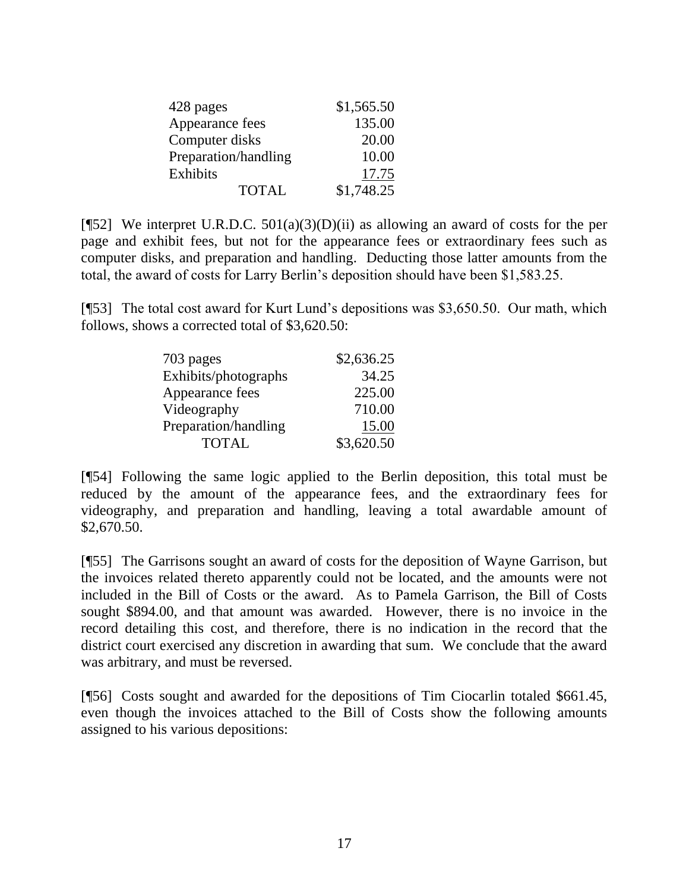| | |
|---|---|
| 428 pages | $1,565.50 |
| Appearance fees | 135.00 |
| Computer disks | 20.00 |
| Preparation/handling | 10.00 |
| Exhibits | 17.75 |
| TOTAL | $1,748.25 |

[¶52] We interpret U.R.D.C. 501(a)(3)(D)(ii) as allowing an award of costs for the per page and exhibit fees, but not for the appearance fees or extraordinary fees such as computer disks, and preparation and handling. Deducting those latter amounts from the total, the award of costs for Larry Berlin's deposition should have been $1,583.25.

[¶53] The total cost award for Kurt Lund's depositions was $3,650.50. Our math, which follows, shows a corrected total of $3,620.50:

| | |
|---|---|
| 703 pages | $2,636.25 |
| Exhibits/photographs | 34.25 |
| Appearance fees | 225.00 |
| Videography | 710.00 |
| Preparation/handling | 15.00 |
| TOTAL | $3,620.50 |

[¶54] Following the same logic applied to the Berlin deposition, this total must be reduced by the amount of the appearance fees, and the extraordinary fees for videography, and preparation and handling, leaving a total awardable amount of $2,670.50.

[¶55] The Garrisons sought an award of costs for the deposition of Wayne Garrison, but the invoices related thereto apparently could not be located, and the amounts were not included in the Bill of Costs or the award. As to Pamela Garrison, the Bill of Costs sought $894.00, and that amount was awarded. However, there is no invoice in the record detailing this cost, and therefore, there is no indication in the record that the district court exercised any discretion in awarding that sum. We conclude that the award was arbitrary, and must be reversed.

[¶56] Costs sought and awarded for the depositions of Tim Ciocarlin totaled $661.45, even though the invoices attached to the Bill of Costs show the following amounts assigned to his various depositions: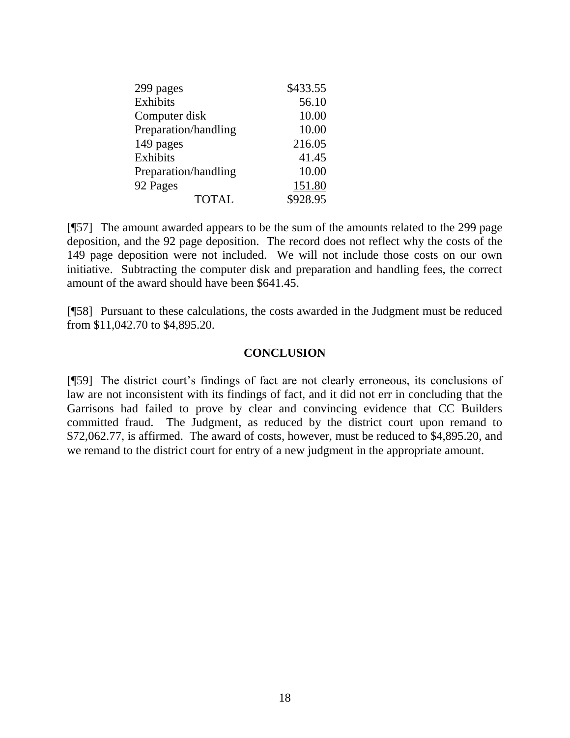| | |
|---|---|
| 299 pages | \$433.55 |
| Exhibits | 56.10 |
| Computer disk | 10.00 |
| Preparation/handling | 10.00 |
| 149 pages | 216.05 |
| Exhibits | 41.45 |
| Preparation/handling | 10.00 |
| 92 Pages | 151.80 |
| TOTAL | \$928.95 |

[¶57] The amount awarded appears to be the sum of the amounts related to the 299 page deposition, and the 92 page deposition. The record does not reflect why the costs of the 149 page deposition were not included. We will not include those costs on our own initiative. Subtracting the computer disk and preparation and handling fees, the correct amount of the award should have been \$641.45.

[¶58] Pursuant to these calculations, the costs awarded in the Judgment must be reduced from \$11,042.70 to \$4,895.20.

## CONCLUSION

[¶59] The district court's findings of fact are not clearly erroneous, its conclusions of law are not inconsistent with its findings of fact, and it did not err in concluding that the Garrisons had failed to prove by clear and convincing evidence that CC Builders committed fraud. The Judgment, as reduced by the district court upon remand to \$72,062.77, is affirmed. The award of costs, however, must be reduced to \$4,895.20, and we remand to the district court for entry of a new judgment in the appropriate amount.